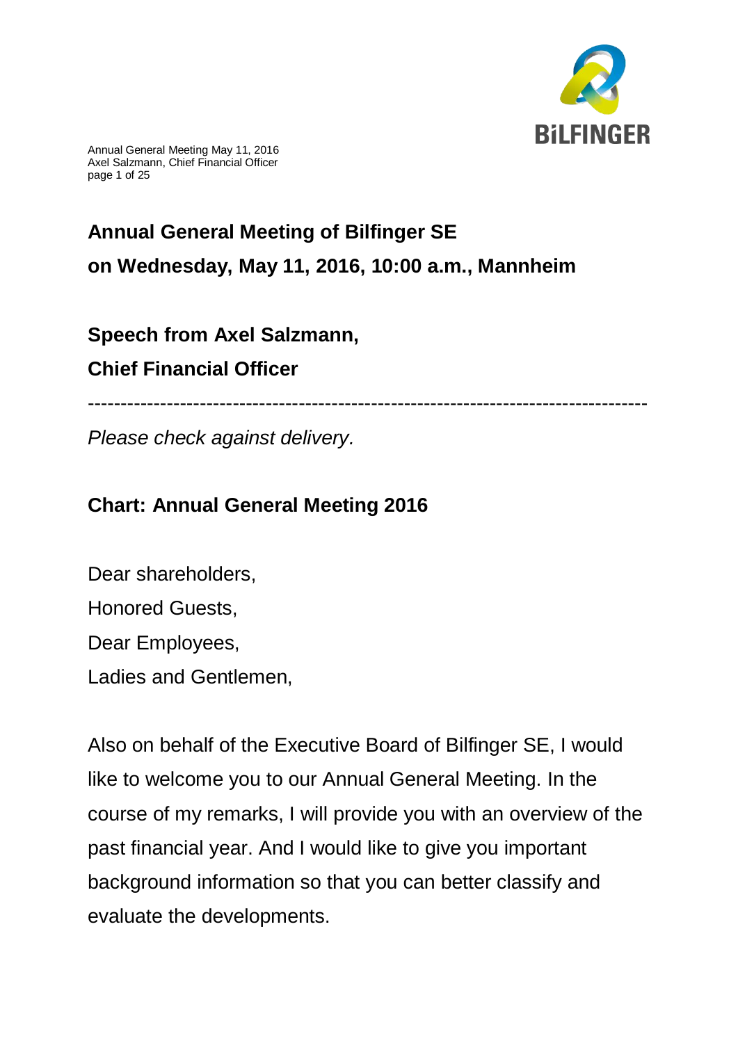# Annual General Meeting of Bilfinger SE

# on Wednesday, May 11, 2016, 10:00 a.m., Mannheim

## Speech from Axel Salzmann,

## Chief Financial Officer

---

*Please check against delivery.*

### Chart: Annual General Meeting 2016

Dear shareholders,
Honored Guests,
Dear Employees,
Ladies and Gentlemen,

Also on behalf of the Executive Board of Bilfinger SE, I would like to welcome you to our Annual General Meeting. In the course of my remarks, I will provide you with an overview of the past financial year. And I would like to give you important background information so that you can better classify and evaluate the developments.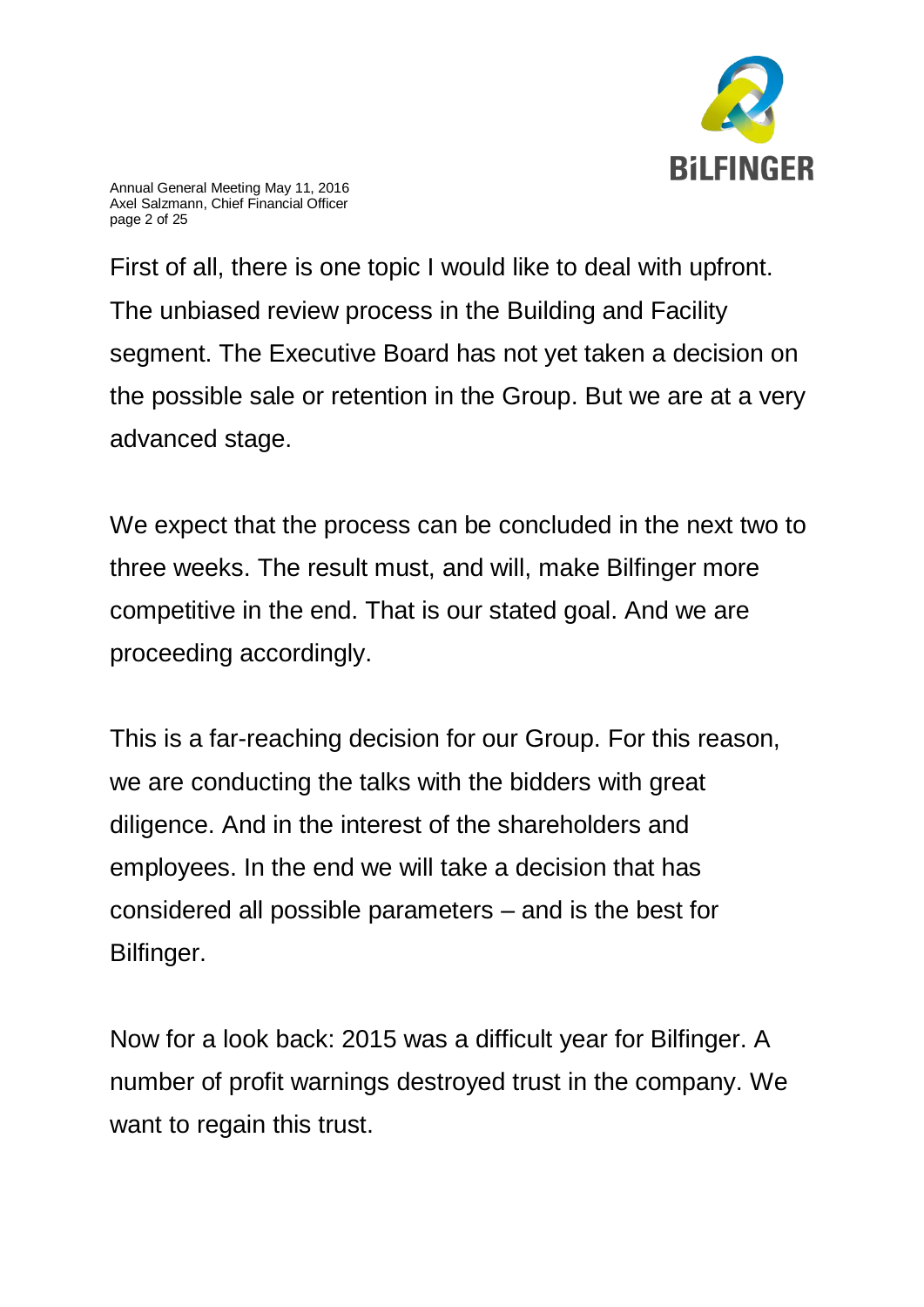First of all, there is one topic I would like to deal with upfront. The unbiased review process in the Building and Facility segment. The Executive Board has not yet taken a decision on the possible sale or retention in the Group. But we are at a very advanced stage.

We expect that the process can be concluded in the next two to three weeks. The result must, and will, make Bilfinger more competitive in the end. That is our stated goal. And we are proceeding accordingly.

This is a far-reaching decision for our Group. For this reason, we are conducting the talks with the bidders with great diligence. And in the interest of the shareholders and employees. In the end we will take a decision that has considered all possible parameters – and is the best for Bilfinger.

Now for a look back: 2015 was a difficult year for Bilfinger. A number of profit warnings destroyed trust in the company. We want to regain this trust.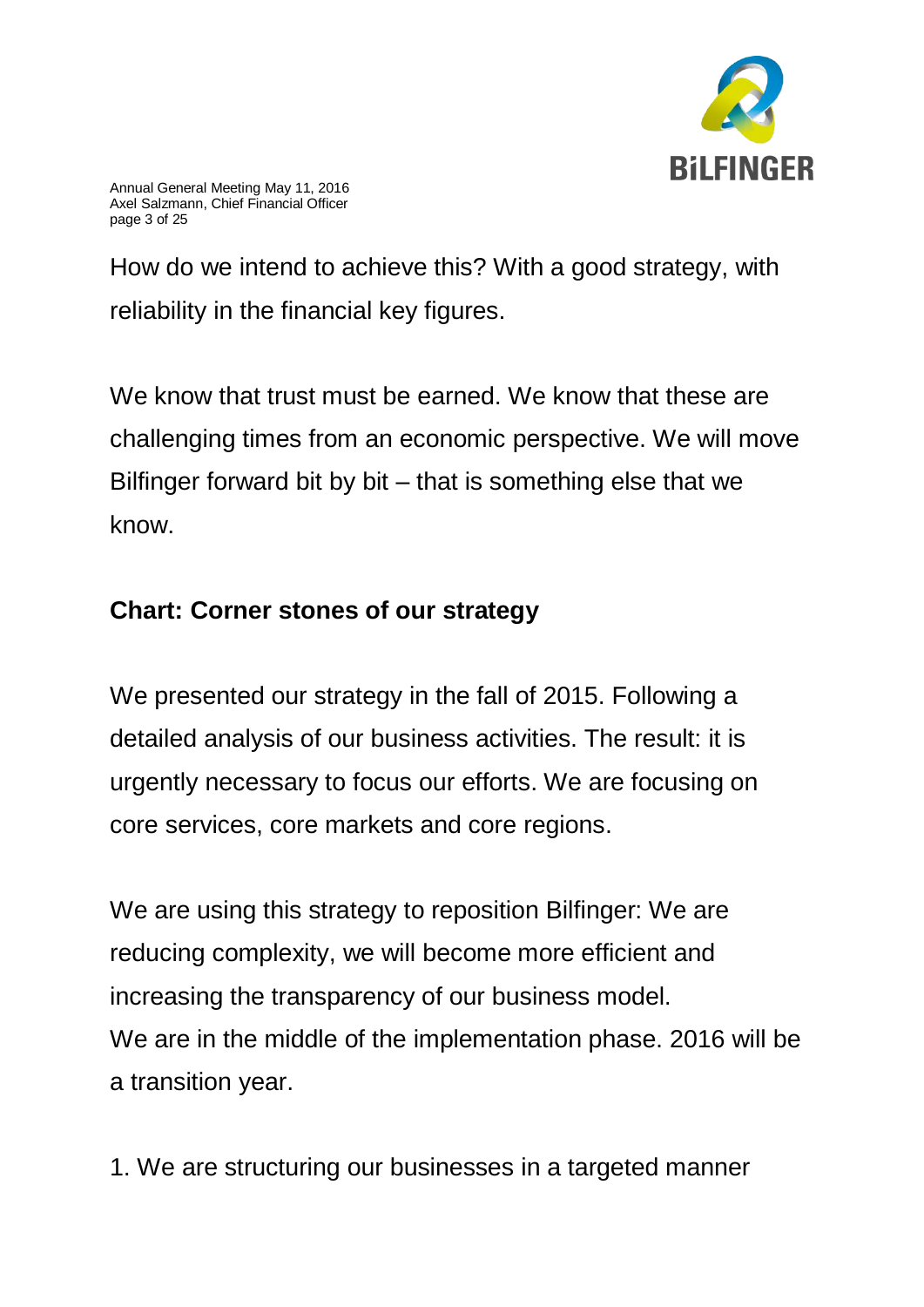How do we intend to achieve this? With a good strategy, with reliability in the financial key figures.

We know that trust must be earned. We know that these are challenging times from an economic perspective. We will move Bilfinger forward bit by bit – that is something else that we know.

**Chart: Corner stones of our strategy**

We presented our strategy in the fall of 2015. Following a detailed analysis of our business activities. The result: it is urgently necessary to focus our efforts. We are focusing on core services, core markets and core regions.

We are using this strategy to reposition Bilfinger: We are reducing complexity, we will become more efficient and increasing the transparency of our business model.
We are in the middle of the implementation phase. 2016 will be a transition year.

1. We are structuring our businesses in a targeted manner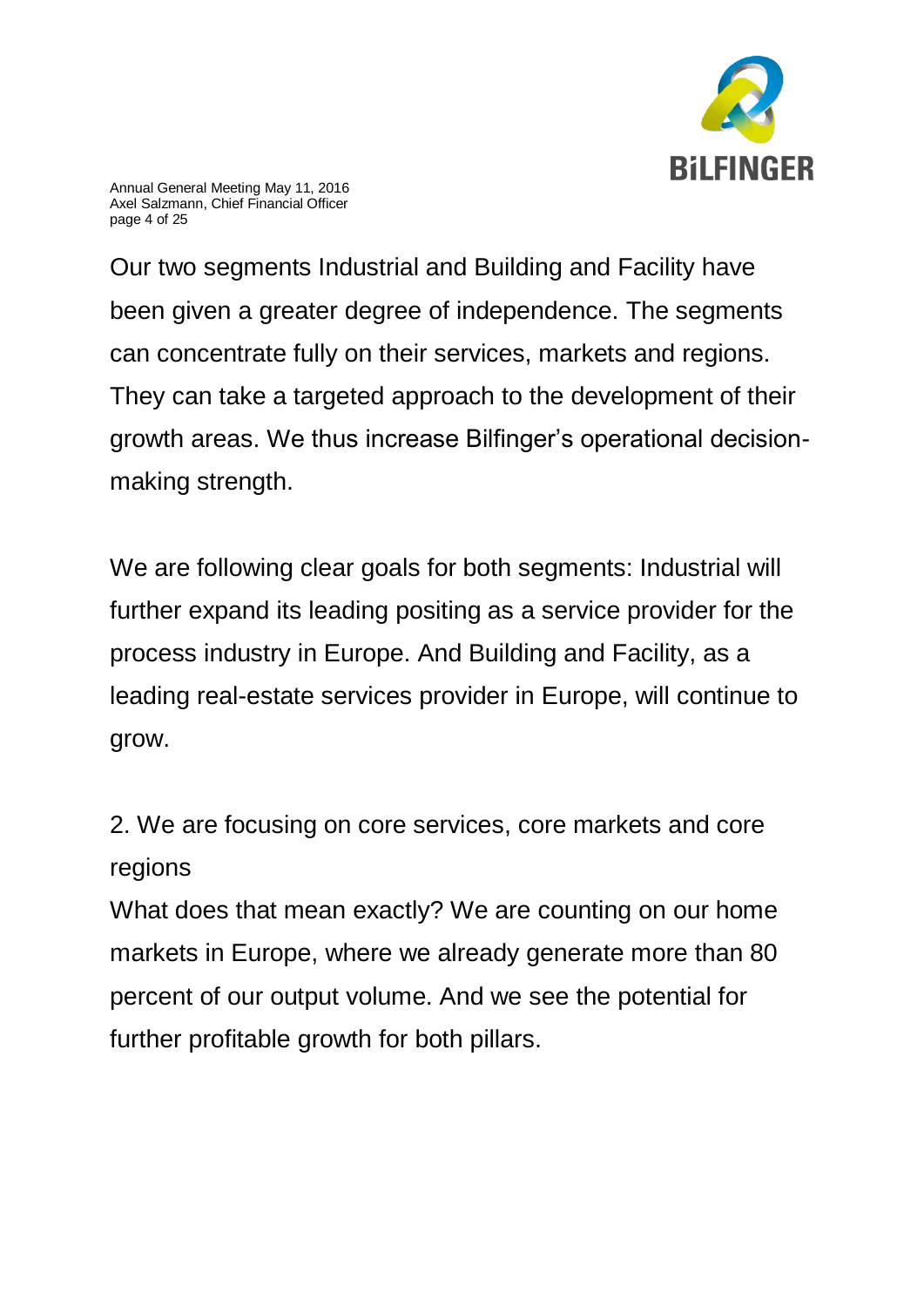Our two segments Industrial and Building and Facility have been given a greater degree of independence. The segments can concentrate fully on their services, markets and regions. They can take a targeted approach to the development of their growth areas. We thus increase Bilfinger's operational decision-making strength.

We are following clear goals for both segments: Industrial will further expand its leading positing as a service provider for the process industry in Europe. And Building and Facility, as a leading real-estate services provider in Europe, will continue to grow.

2. We are focusing on core services, core markets and core regions

What does that mean exactly? We are counting on our home markets in Europe, where we already generate more than 80 percent of our output volume. And we see the potential for further profitable growth for both pillars.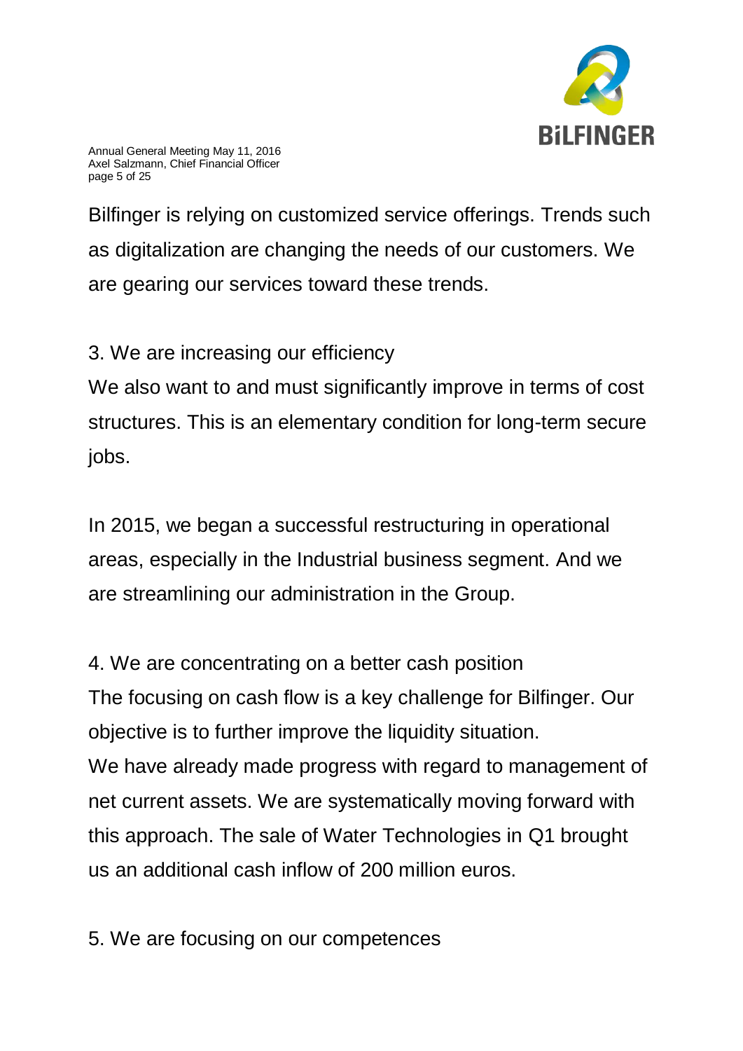Bilfinger is relying on customized service offerings. Trends such as digitalization are changing the needs of our customers. We are gearing our services toward these trends.

3. We are increasing our efficiency

We also want to and must significantly improve in terms of cost structures. This is an elementary condition for long-term secure jobs.

In 2015, we began a successful restructuring in operational areas, especially in the Industrial business segment. And we are streamlining our administration in the Group.

4. We are concentrating on a better cash position

The focusing on cash flow is a key challenge for Bilfinger. Our objective is to further improve the liquidity situation.

We have already made progress with regard to management of net current assets. We are systematically moving forward with this approach. The sale of Water Technologies in Q1 brought us an additional cash inflow of 200 million euros.

5. We are focusing on our competences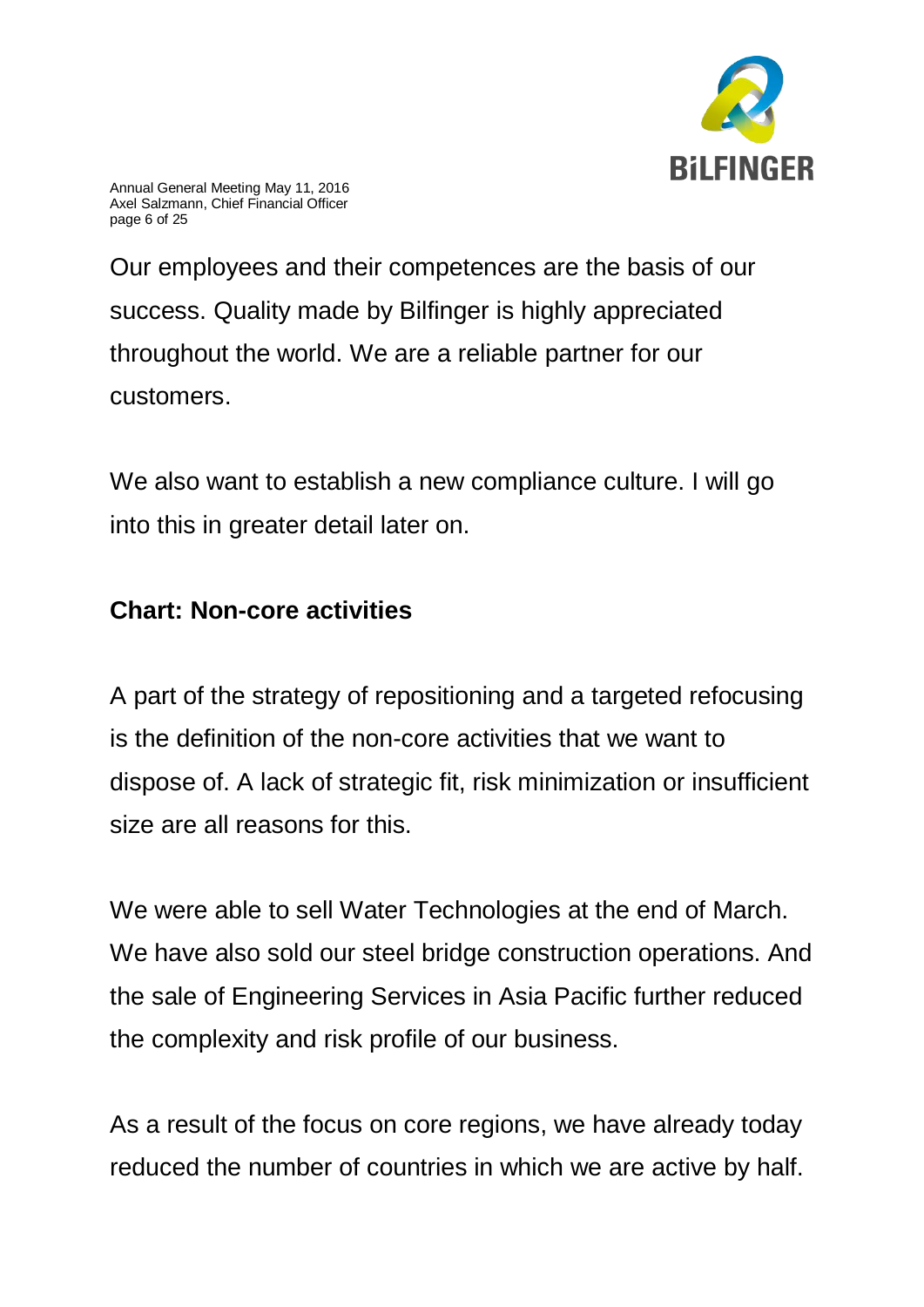Our employees and their competences are the basis of our success. Quality made by Bilfinger is highly appreciated throughout the world. We are a reliable partner for our customers.

We also want to establish a new compliance culture. I will go into this in greater detail later on.

**Chart: Non-core activities**

A part of the strategy of repositioning and a targeted refocusing is the definition of the non-core activities that we want to dispose of. A lack of strategic fit, risk minimization or insufficient size are all reasons for this.

We were able to sell Water Technologies at the end of March. We have also sold our steel bridge construction operations. And the sale of Engineering Services in Asia Pacific further reduced the complexity and risk profile of our business.

As a result of the focus on core regions, we have already today reduced the number of countries in which we are active by half.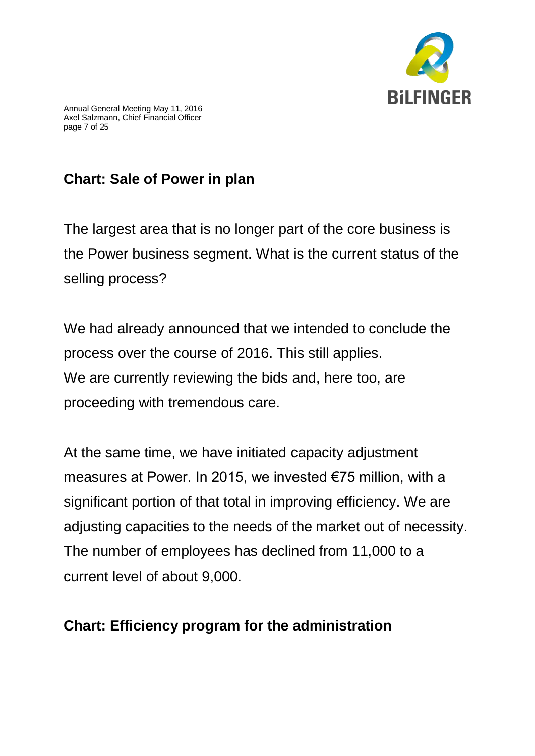## Chart: Sale of Power in plan

The largest area that is no longer part of the core business is the Power business segment. What is the current status of the selling process?

We had already announced that we intended to conclude the process over the course of 2016. This still applies.
We are currently reviewing the bids and, here too, are proceeding with tremendous care.

At the same time, we have initiated capacity adjustment measures at Power. In 2015, we invested €75 million, with a significant portion of that total in improving efficiency. We are adjusting capacities to the needs of the market out of necessity. The number of employees has declined from 11,000 to a current level of about 9,000.

## Chart: Efficiency program for the administration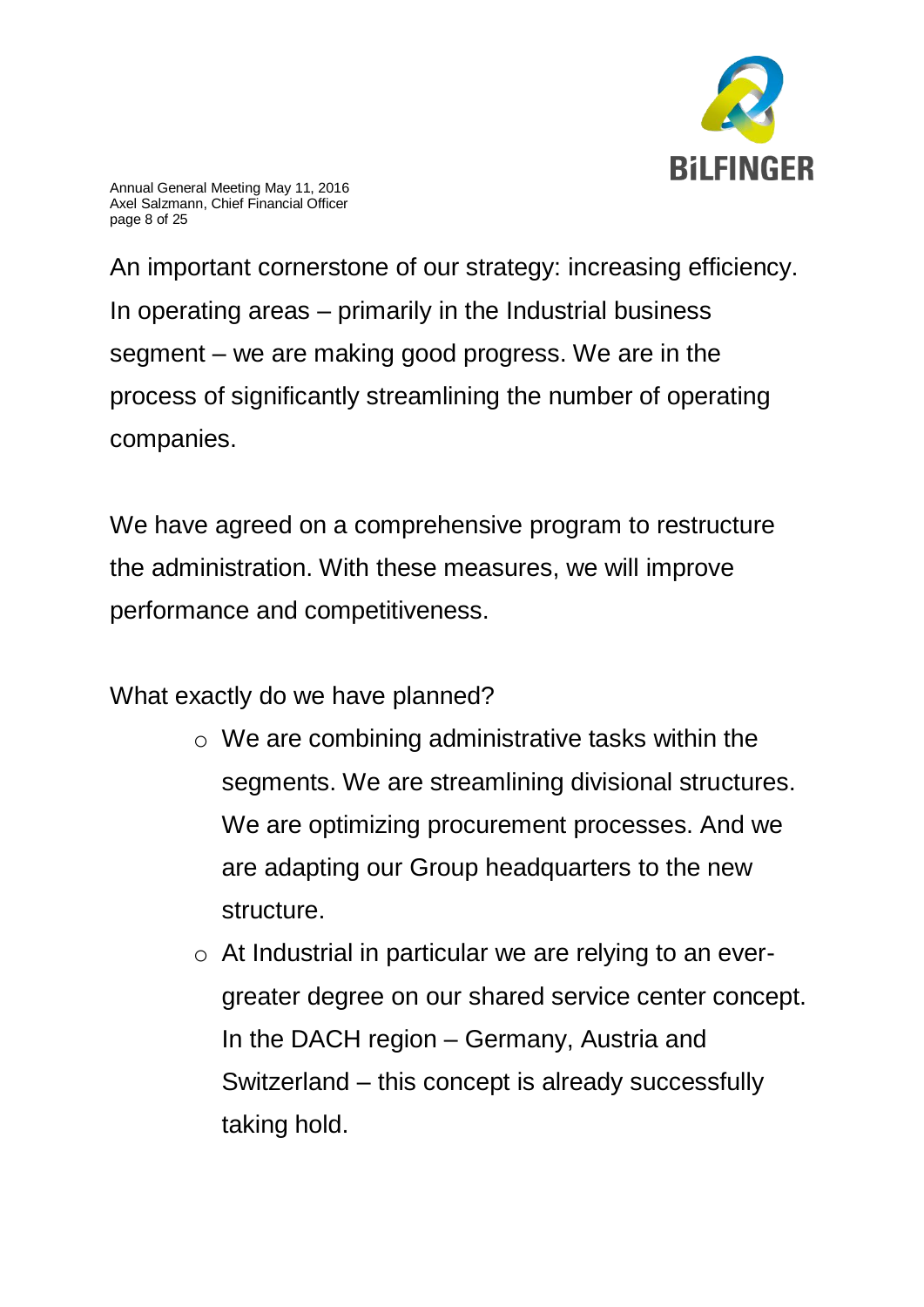An important cornerstone of our strategy: increasing efficiency. In operating areas – primarily in the Industrial business segment – we are making good progress. We are in the process of significantly streamlining the number of operating companies.

We have agreed on a comprehensive program to restructure the administration. With these measures, we will improve performance and competitiveness.

What exactly do we have planned?

- We are combining administrative tasks within the segments. We are streamlining divisional structures. We are optimizing procurement processes. And we are adapting our Group headquarters to the new structure.
- At Industrial in particular we are relying to an ever-greater degree on our shared service center concept. In the DACH region – Germany, Austria and Switzerland – this concept is already successfully taking hold.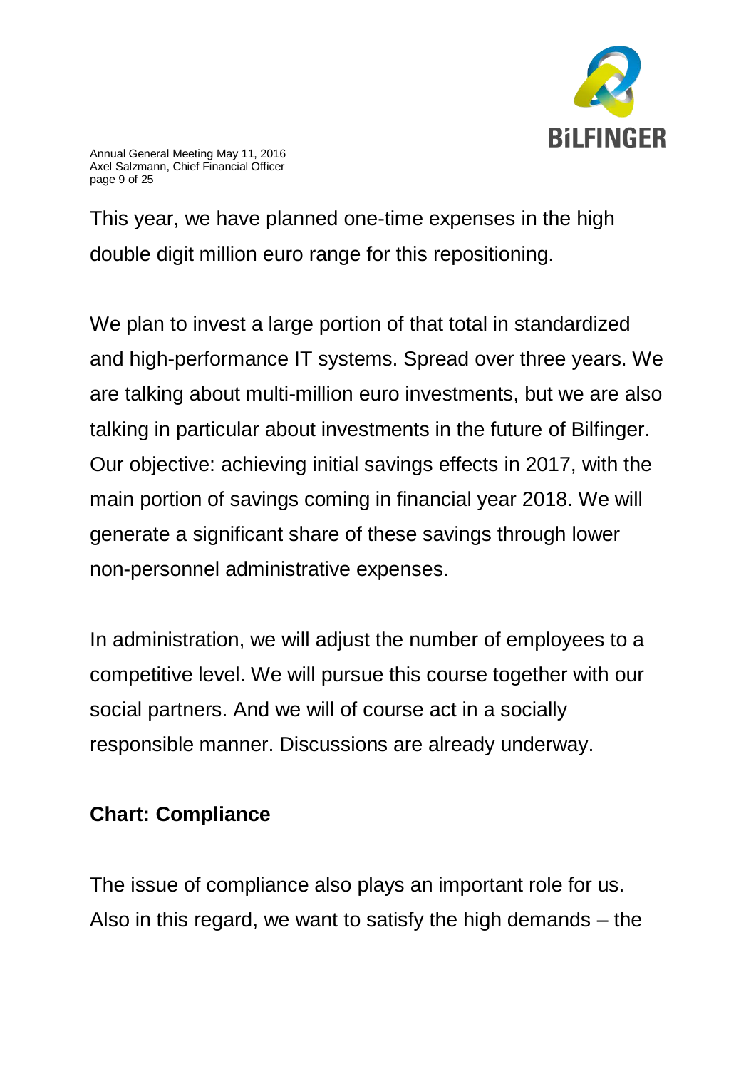This year, we have planned one-time expenses in the high double digit million euro range for this repositioning.

We plan to invest a large portion of that total in standardized and high-performance IT systems. Spread over three years. We are talking about multi-million euro investments, but we are also talking in particular about investments in the future of Bilfinger. Our objective: achieving initial savings effects in 2017, with the main portion of savings coming in financial year 2018. We will generate a significant share of these savings through lower non-personnel administrative expenses.

In administration, we will adjust the number of employees to a competitive level. We will pursue this course together with our social partners. And we will of course act in a socially responsible manner. Discussions are already underway.

**Chart: Compliance**

The issue of compliance also plays an important role for us. Also in this regard, we want to satisfy the high demands – the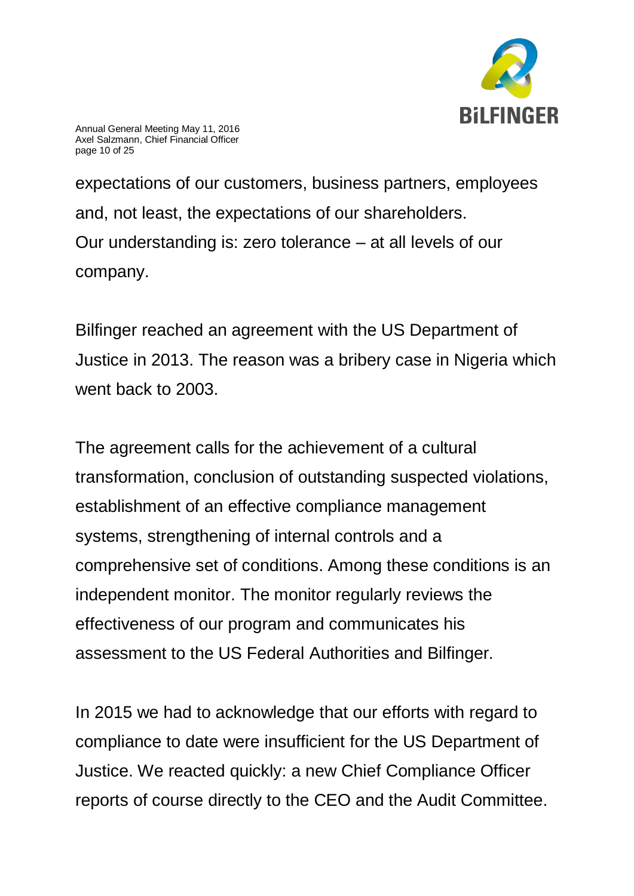expectations of our customers, business partners, employees and, not least, the expectations of our shareholders. Our understanding is: zero tolerance – at all levels of our company.

Bilfinger reached an agreement with the US Department of Justice in 2013. The reason was a bribery case in Nigeria which went back to 2003.

The agreement calls for the achievement of a cultural transformation, conclusion of outstanding suspected violations, establishment of an effective compliance management systems, strengthening of internal controls and a comprehensive set of conditions. Among these conditions is an independent monitor. The monitor regularly reviews the effectiveness of our program and communicates his assessment to the US Federal Authorities and Bilfinger.

In 2015 we had to acknowledge that our efforts with regard to compliance to date were insufficient for the US Department of Justice. We reacted quickly: a new Chief Compliance Officer reports of course directly to the CEO and the Audit Committee.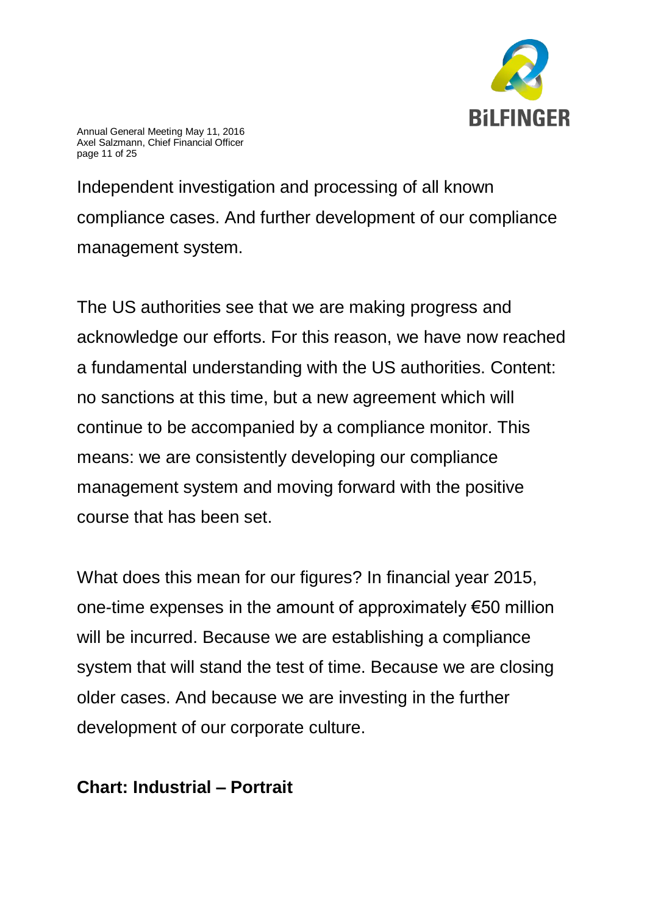Independent investigation and processing of all known compliance cases. And further development of our compliance management system.

The US authorities see that we are making progress and acknowledge our efforts. For this reason, we have now reached a fundamental understanding with the US authorities. Content: no sanctions at this time, but a new agreement which will continue to be accompanied by a compliance monitor. This means: we are consistently developing our compliance management system and moving forward with the positive course that has been set.

What does this mean for our figures? In financial year 2015, one-time expenses in the amount of approximately €50 million will be incurred. Because we are establishing a compliance system that will stand the test of time. Because we are closing older cases. And because we are investing in the further development of our corporate culture.

**Chart: Industrial – Portrait**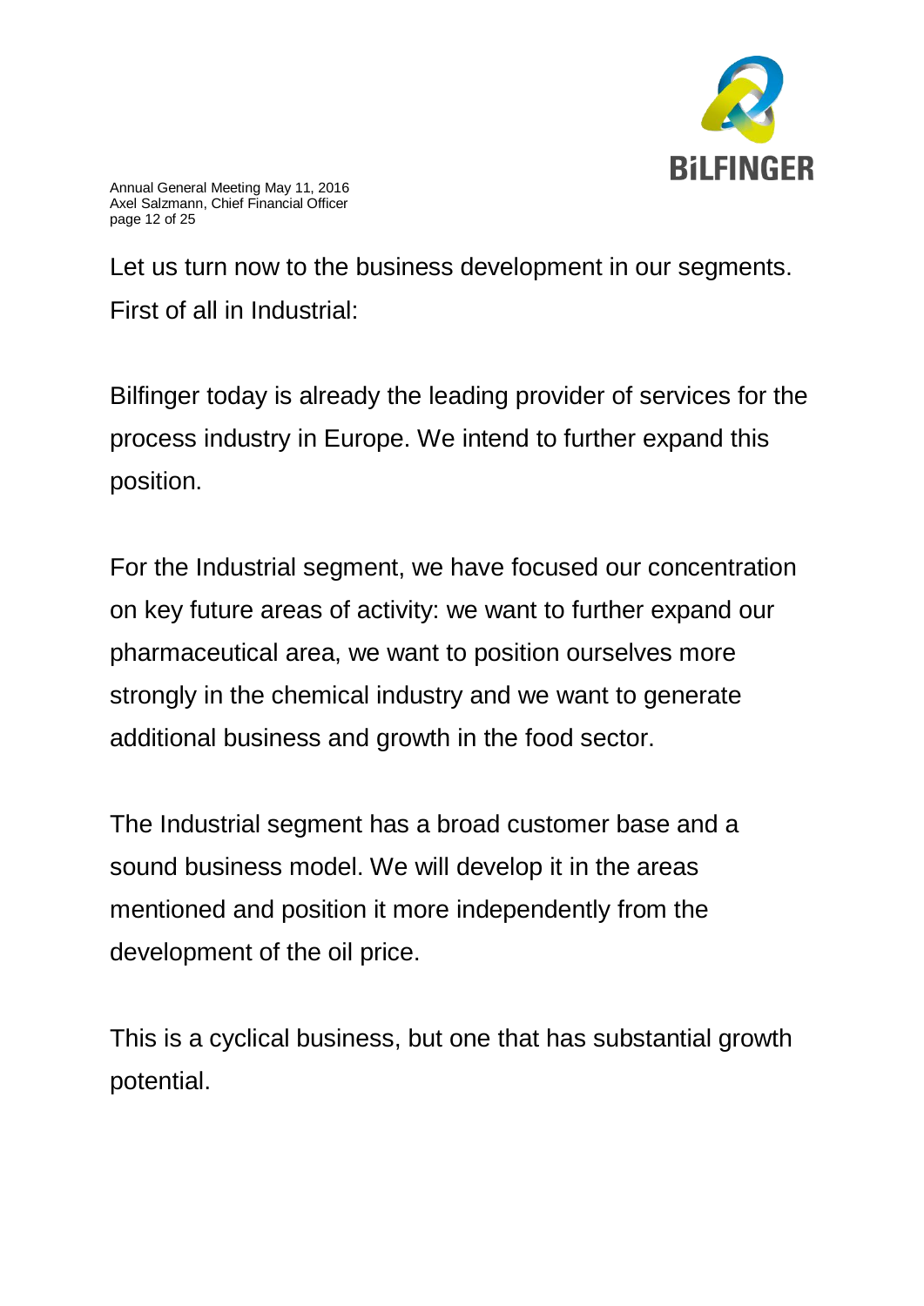Let us turn now to the business development in our segments. First of all in Industrial:

Bilfinger today is already the leading provider of services for the process industry in Europe. We intend to further expand this position.

For the Industrial segment, we have focused our concentration on key future areas of activity: we want to further expand our pharmaceutical area, we want to position ourselves more strongly in the chemical industry and we want to generate additional business and growth in the food sector.

The Industrial segment has a broad customer base and a sound business model. We will develop it in the areas mentioned and position it more independently from the development of the oil price.

This is a cyclical business, but one that has substantial growth potential.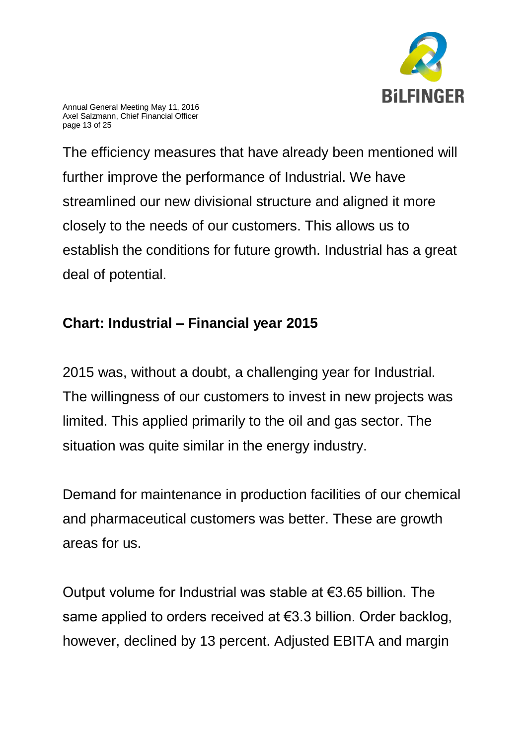The efficiency measures that have already been mentioned will further improve the performance of Industrial. We have streamlined our new divisional structure and aligned it more closely to the needs of our customers. This allows us to establish the conditions for future growth. Industrial has a great deal of potential.

**Chart: Industrial – Financial year 2015**

2015 was, without a doubt, a challenging year for Industrial. The willingness of our customers to invest in new projects was limited. This applied primarily to the oil and gas sector. The situation was quite similar in the energy industry.

Demand for maintenance in production facilities of our chemical and pharmaceutical customers was better. These are growth areas for us.

Output volume for Industrial was stable at €3.65 billion. The same applied to orders received at €3.3 billion. Order backlog, however, declined by 13 percent. Adjusted EBITA and margin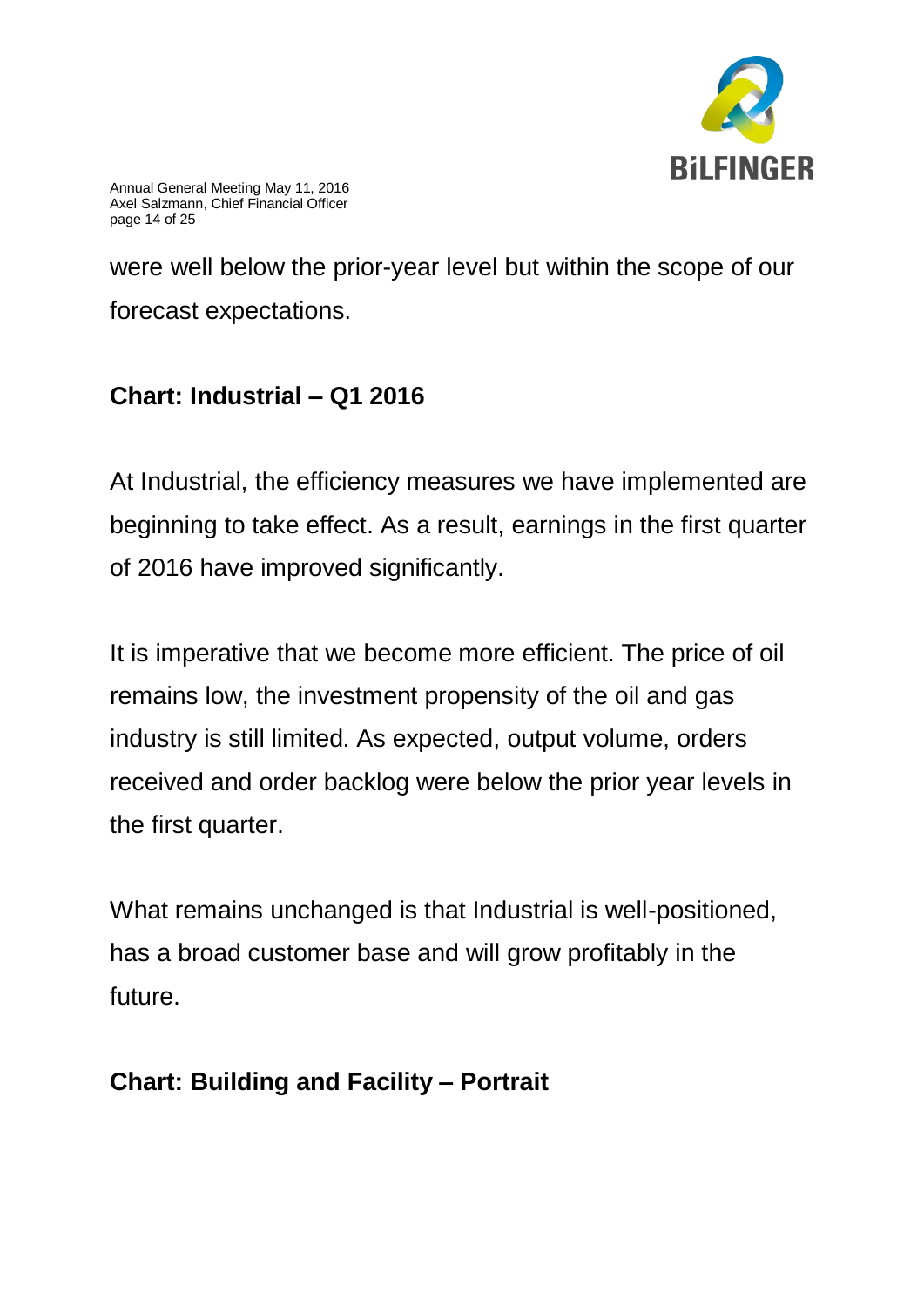were well below the prior-year level but within the scope of our forecast expectations.

**Chart: Industrial – Q1 2016**

At Industrial, the efficiency measures we have implemented are beginning to take effect. As a result, earnings in the first quarter of 2016 have improved significantly.

It is imperative that we become more efficient. The price of oil remains low, the investment propensity of the oil and gas industry is still limited. As expected, output volume, orders received and order backlog were below the prior year levels in the first quarter.

What remains unchanged is that Industrial is well-positioned, has a broad customer base and will grow profitably in the future.

**Chart: Building and Facility – Portrait**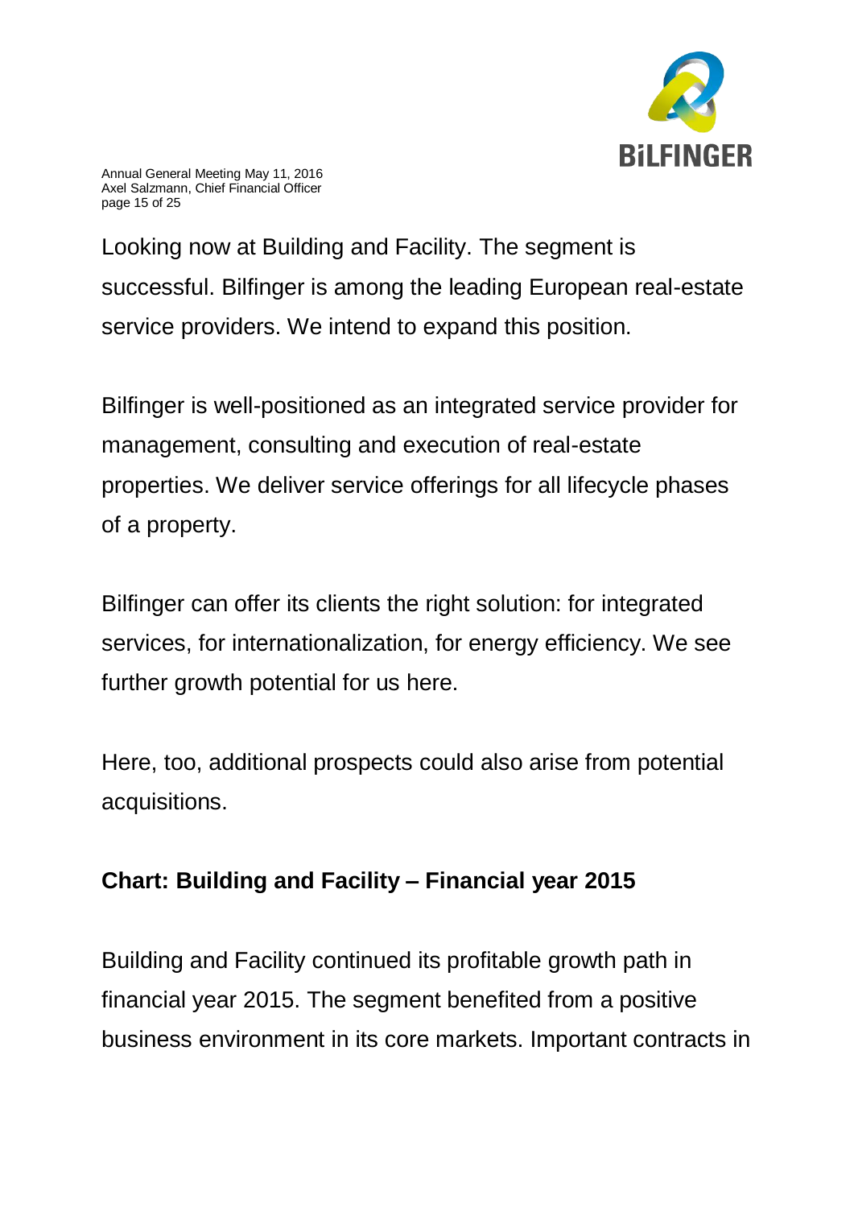Looking now at Building and Facility. The segment is successful. Bilfinger is among the leading European real-estate service providers. We intend to expand this position.

Bilfinger is well-positioned as an integrated service provider for management, consulting and execution of real-estate properties. We deliver service offerings for all lifecycle phases of a property.

Bilfinger can offer its clients the right solution: for integrated services, for internationalization, for energy efficiency. We see further growth potential for us here.

Here, too, additional prospects could also arise from potential acquisitions.

**Chart: Building and Facility – Financial year 2015**

Building and Facility continued its profitable growth path in financial year 2015. The segment benefited from a positive business environment in its core markets. Important contracts in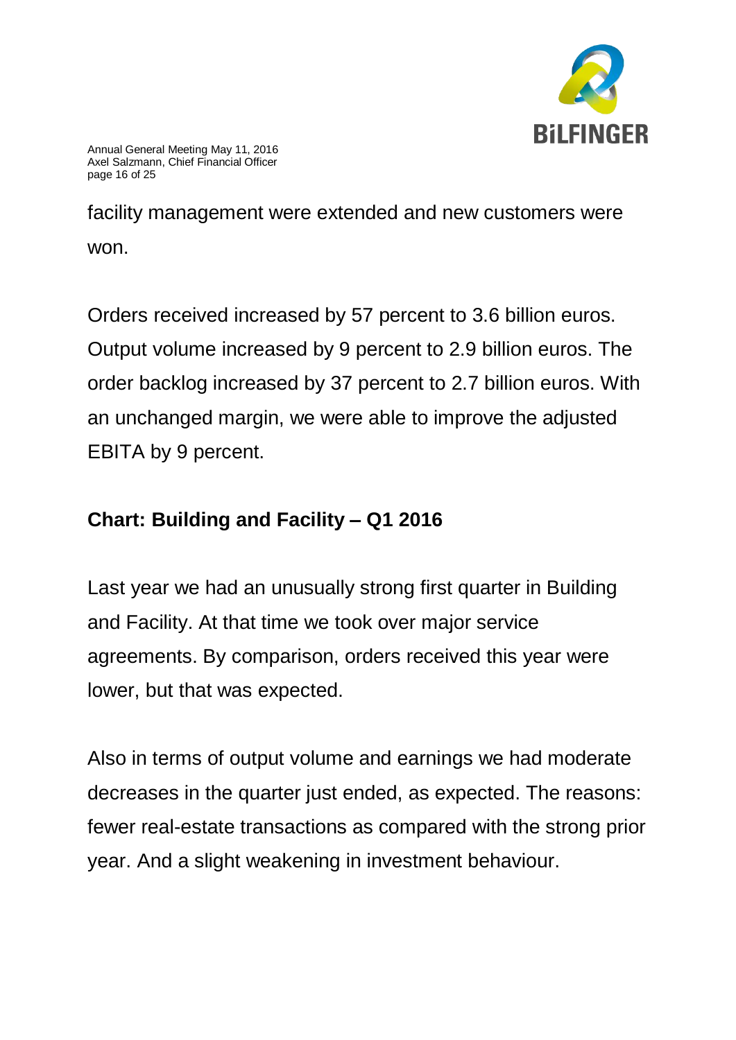facility management were extended and new customers were won.

Orders received increased by 57 percent to 3.6 billion euros. Output volume increased by 9 percent to 2.9 billion euros. The order backlog increased by 37 percent to 2.7 billion euros. With an unchanged margin, we were able to improve the adjusted EBITA by 9 percent.

**Chart: Building and Facility – Q1 2016**

Last year we had an unusually strong first quarter in Building and Facility. At that time we took over major service agreements. By comparison, orders received this year were lower, but that was expected.

Also in terms of output volume and earnings we had moderate decreases in the quarter just ended, as expected. The reasons: fewer real-estate transactions as compared with the strong prior year. And a slight weakening in investment behaviour.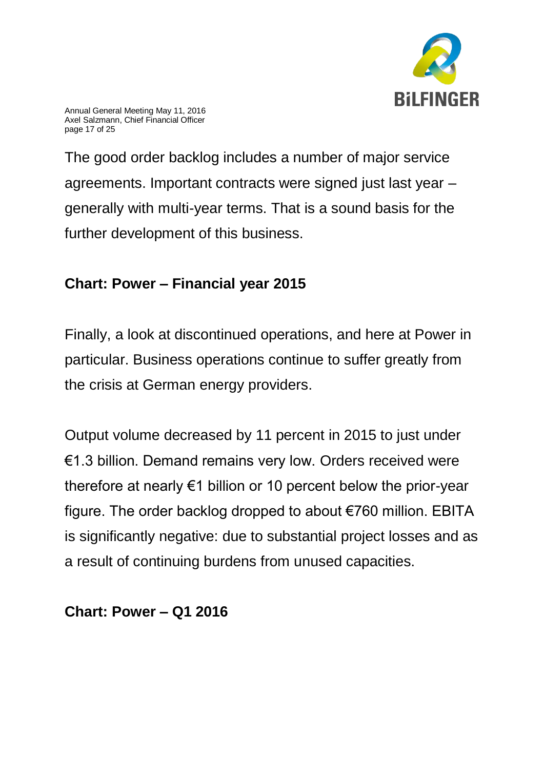The good order backlog includes a number of major service agreements. Important contracts were signed just last year – generally with multi-year terms. That is a sound basis for the further development of this business.

**Chart: Power – Financial year 2015**

Finally, a look at discontinued operations, and here at Power in particular. Business operations continue to suffer greatly from the crisis at German energy providers.

Output volume decreased by 11 percent in 2015 to just under €1.3 billion. Demand remains very low. Orders received were therefore at nearly €1 billion or 10 percent below the prior-year figure. The order backlog dropped to about €760 million. EBITA is significantly negative: due to substantial project losses and as a result of continuing burdens from unused capacities.

**Chart: Power – Q1 2016**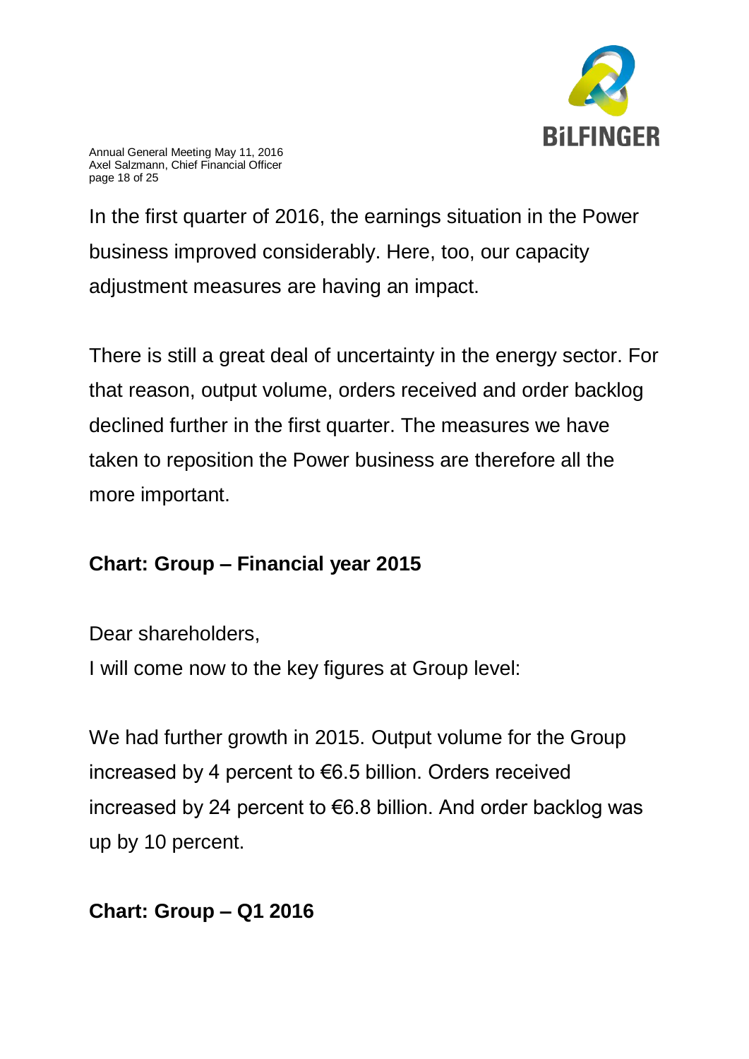In the first quarter of 2016, the earnings situation in the Power business improved considerably. Here, too, our capacity adjustment measures are having an impact.

There is still a great deal of uncertainty in the energy sector. For that reason, output volume, orders received and order backlog declined further in the first quarter. The measures we have taken to reposition the Power business are therefore all the more important.

**Chart: Group – Financial year 2015**

Dear shareholders,
I will come now to the key figures at Group level:

We had further growth in 2015. Output volume for the Group increased by 4 percent to €6.5 billion. Orders received increased by 24 percent to €6.8 billion. And order backlog was up by 10 percent.

**Chart: Group – Q1 2016**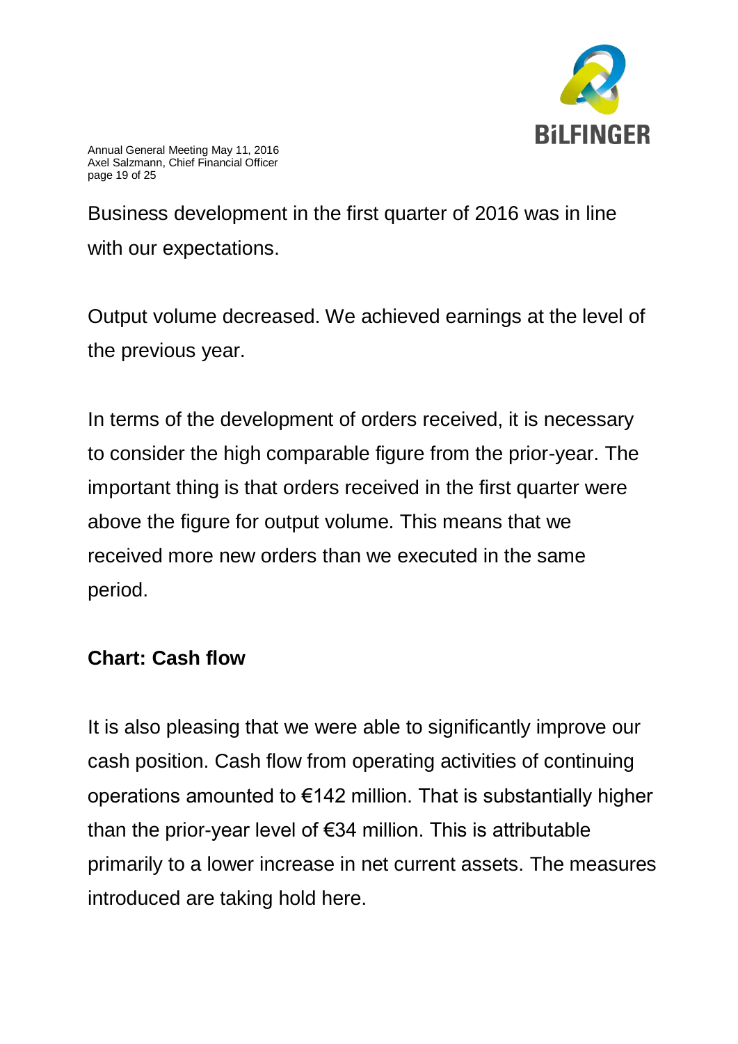Business development in the first quarter of 2016 was in line with our expectations.

Output volume decreased. We achieved earnings at the level of the previous year.

In terms of the development of orders received, it is necessary to consider the high comparable figure from the prior-year. The important thing is that orders received in the first quarter were above the figure for output volume. This means that we received more new orders than we executed in the same period.

**Chart: Cash flow**

It is also pleasing that we were able to significantly improve our cash position. Cash flow from operating activities of continuing operations amounted to €142 million. That is substantially higher than the prior-year level of €34 million. This is attributable primarily to a lower increase in net current assets. The measures introduced are taking hold here.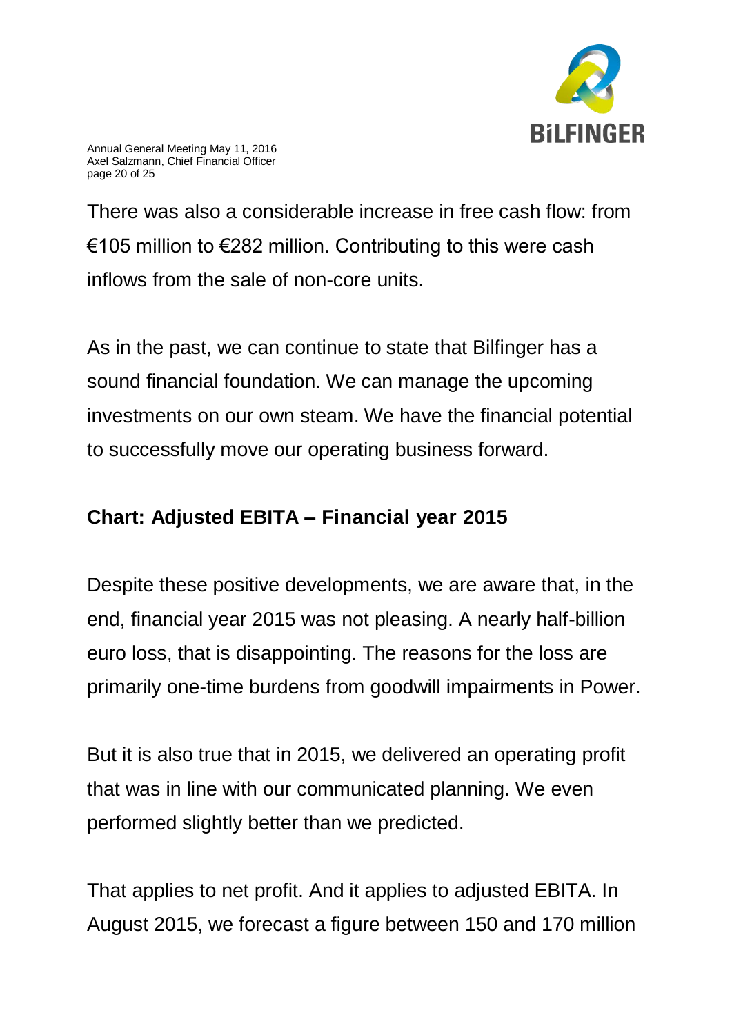There was also a considerable increase in free cash flow: from €105 million to €282 million. Contributing to this were cash inflows from the sale of non-core units.

As in the past, we can continue to state that Bilfinger has a sound financial foundation. We can manage the upcoming investments on our own steam. We have the financial potential to successfully move our operating business forward.

**Chart: Adjusted EBITA – Financial year 2015**

Despite these positive developments, we are aware that, in the end, financial year 2015 was not pleasing. A nearly half-billion euro loss, that is disappointing. The reasons for the loss are primarily one-time burdens from goodwill impairments in Power.

But it is also true that in 2015, we delivered an operating profit that was in line with our communicated planning. We even performed slightly better than we predicted.

That applies to net profit. And it applies to adjusted EBITA. In August 2015, we forecast a figure between 150 and 170 million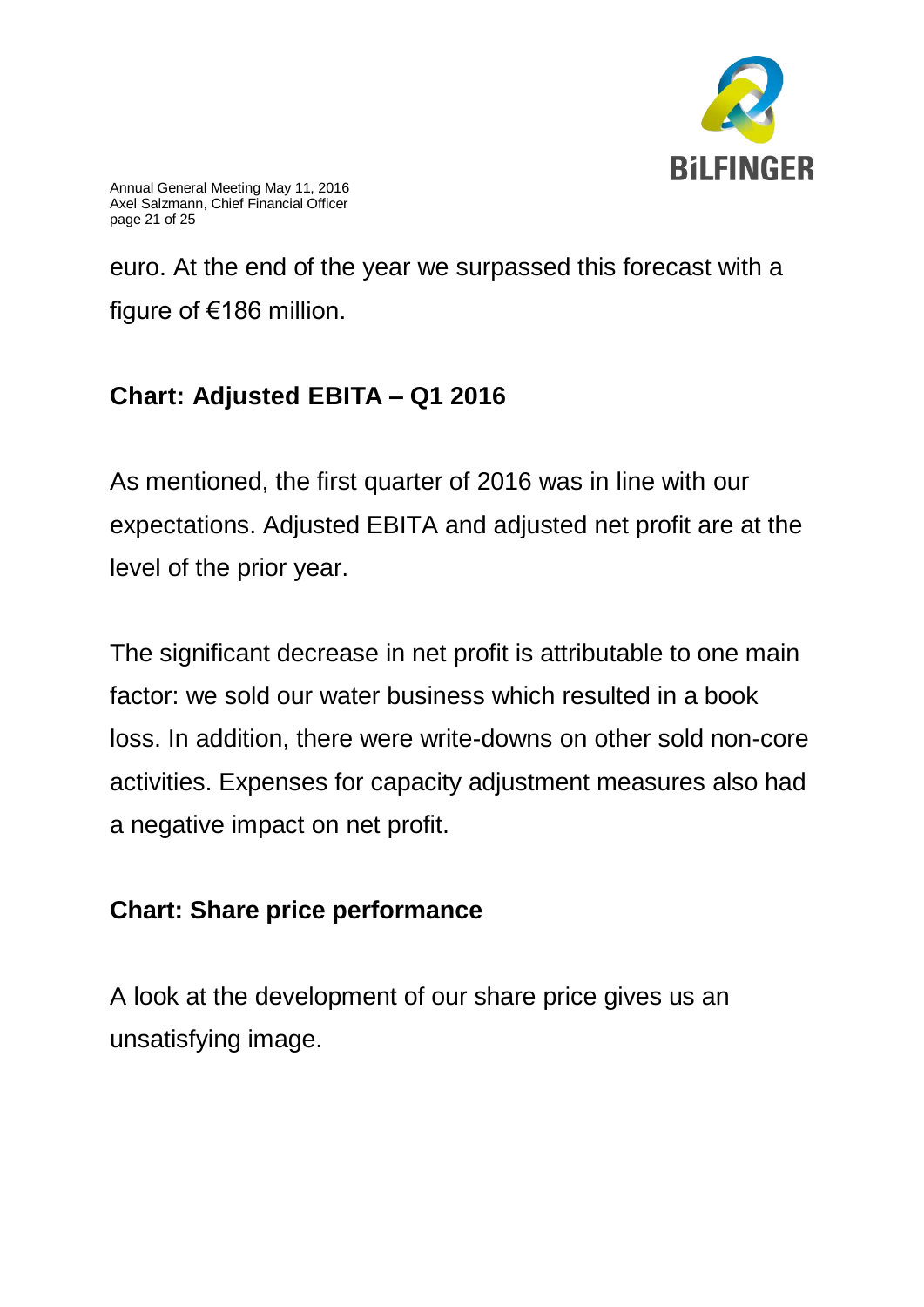euro. At the end of the year we surpassed this forecast with a figure of €186 million.

**Chart: Adjusted EBITA – Q1 2016**

As mentioned, the first quarter of 2016 was in line with our expectations. Adjusted EBITA and adjusted net profit are at the level of the prior year.

The significant decrease in net profit is attributable to one main factor: we sold our water business which resulted in a book loss. In addition, there were write-downs on other sold non-core activities. Expenses for capacity adjustment measures also had a negative impact on net profit.

**Chart: Share price performance**

A look at the development of our share price gives us an unsatisfying image.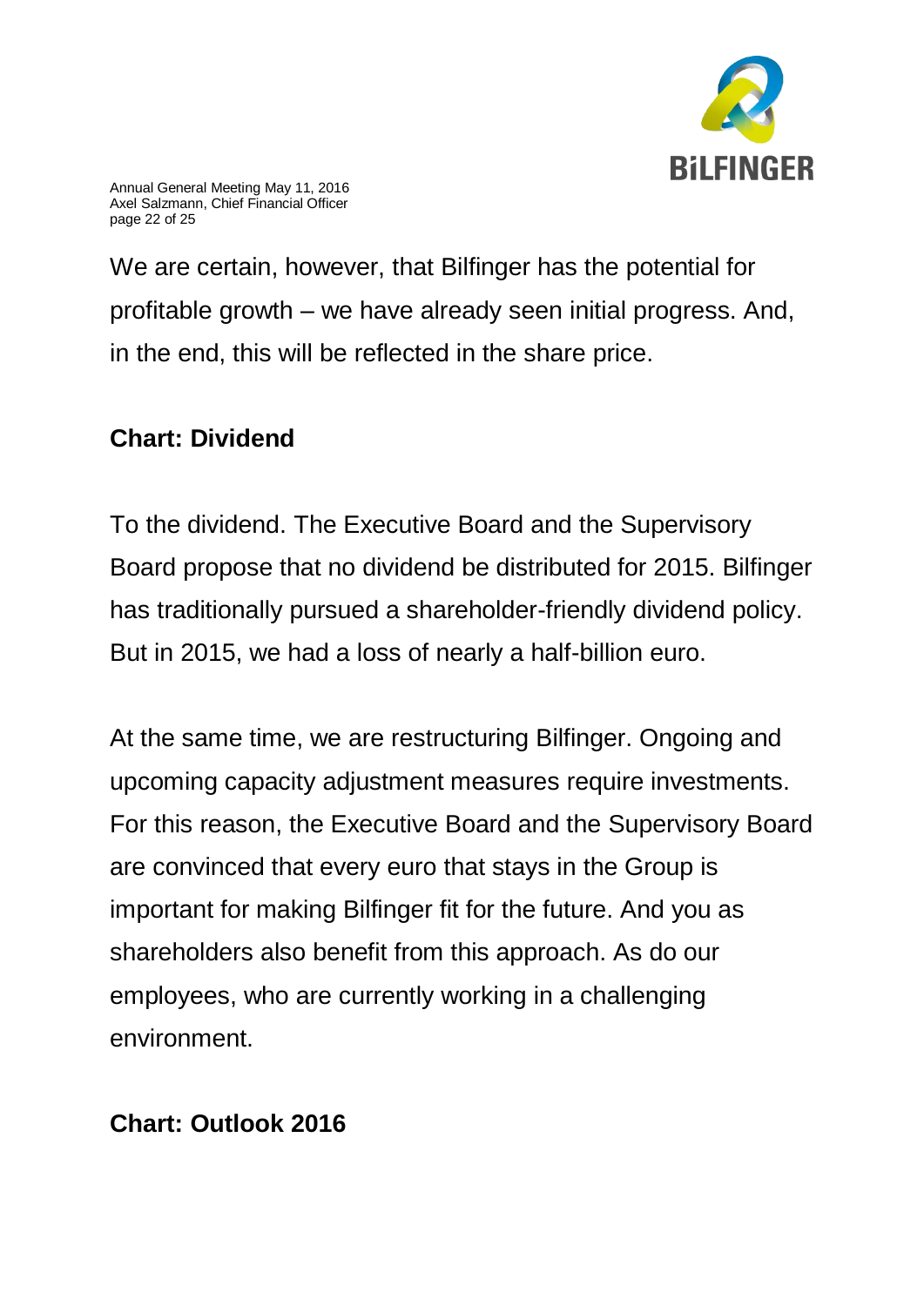We are certain, however, that Bilfinger has the potential for profitable growth – we have already seen initial progress. And, in the end, this will be reflected in the share price.

**Chart: Dividend**

To the dividend. The Executive Board and the Supervisory Board propose that no dividend be distributed for 2015. Bilfinger has traditionally pursued a shareholder-friendly dividend policy. But in 2015, we had a loss of nearly a half-billion euro.

At the same time, we are restructuring Bilfinger. Ongoing and upcoming capacity adjustment measures require investments. For this reason, the Executive Board and the Supervisory Board are convinced that every euro that stays in the Group is important for making Bilfinger fit for the future. And you as shareholders also benefit from this approach. As do our employees, who are currently working in a challenging environment.

**Chart: Outlook 2016**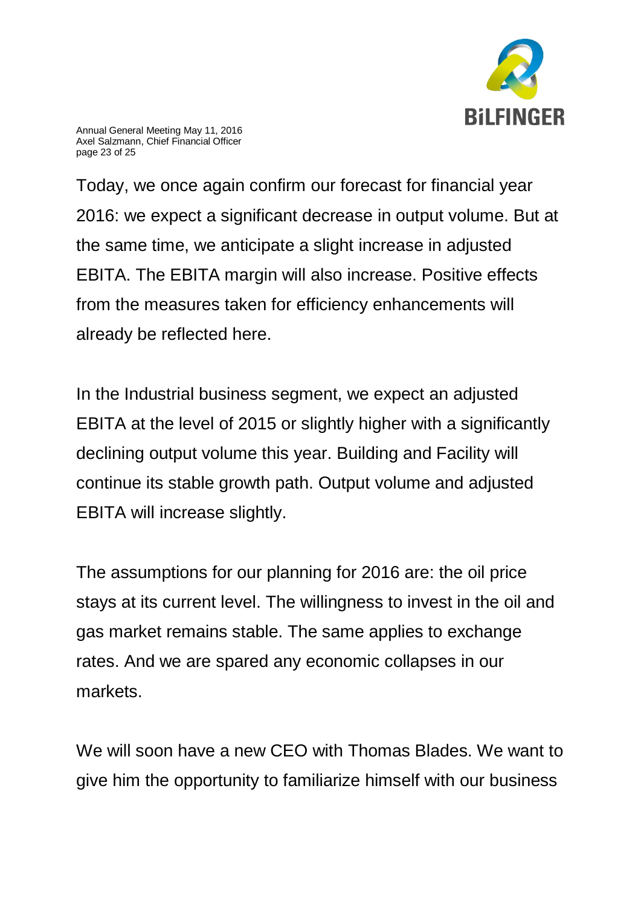Today, we once again confirm our forecast for financial year 2016: we expect a significant decrease in output volume. But at the same time, we anticipate a slight increase in adjusted EBITA. The EBITA margin will also increase. Positive effects from the measures taken for efficiency enhancements will already be reflected here.

In the Industrial business segment, we expect an adjusted EBITA at the level of 2015 or slightly higher with a significantly declining output volume this year. Building and Facility will continue its stable growth path. Output volume and adjusted EBITA will increase slightly.

The assumptions for our planning for 2016 are: the oil price stays at its current level. The willingness to invest in the oil and gas market remains stable. The same applies to exchange rates. And we are spared any economic collapses in our markets.

We will soon have a new CEO with Thomas Blades. We want to give him the opportunity to familiarize himself with our business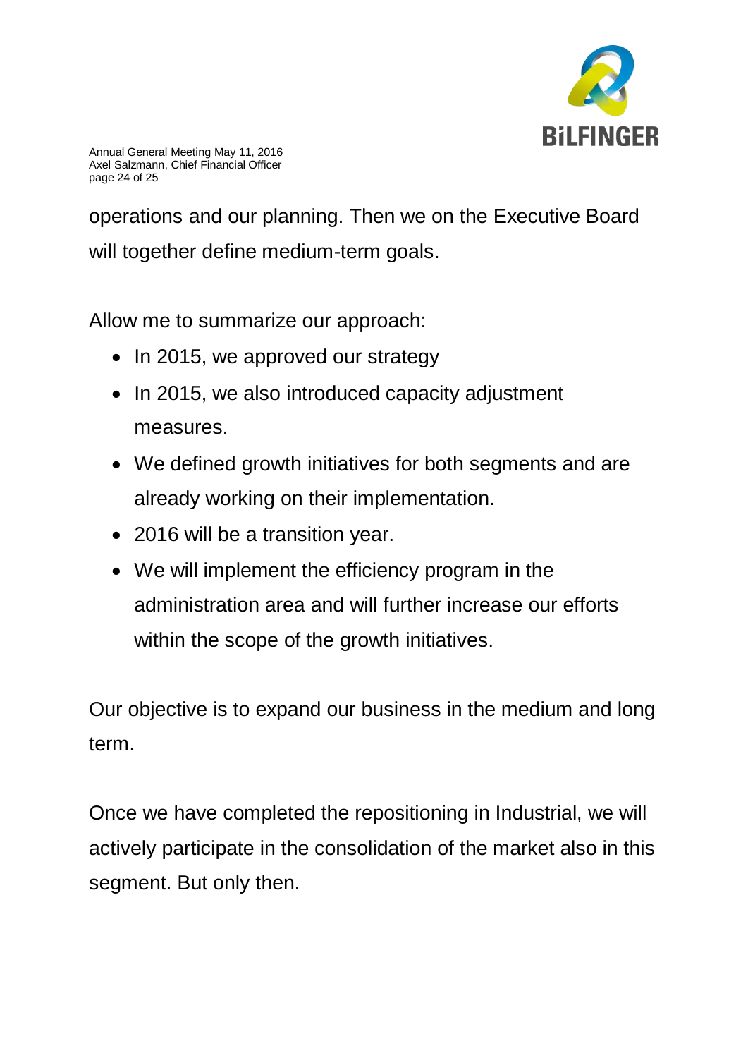operations and our planning. Then we on the Executive Board will together define medium-term goals.

Allow me to summarize our approach:

- In 2015, we approved our strategy
- In 2015, we also introduced capacity adjustment measures.
- We defined growth initiatives for both segments and are already working on their implementation.
- 2016 will be a transition year.
- We will implement the efficiency program in the administration area and will further increase our efforts within the scope of the growth initiatives.

Our objective is to expand our business in the medium and long term.

Once we have completed the repositioning in Industrial, we will actively participate in the consolidation of the market also in this segment. But only then.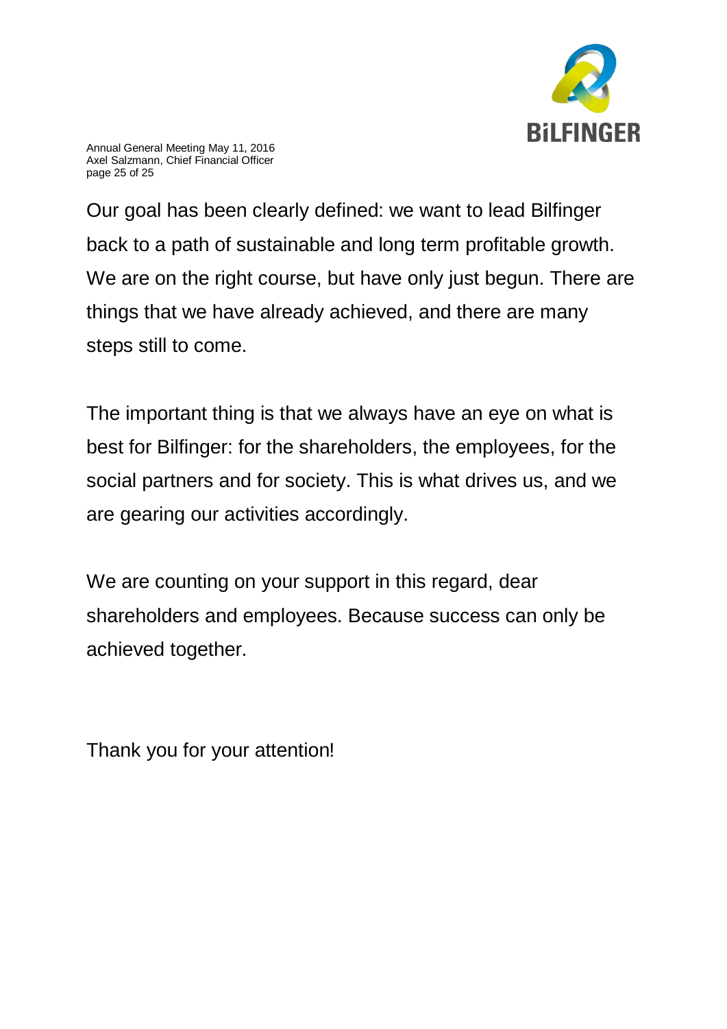Our goal has been clearly defined: we want to lead Bilfinger back to a path of sustainable and long term profitable growth. We are on the right course, but have only just begun. There are things that we have already achieved, and there are many steps still to come.

The important thing is that we always have an eye on what is best for Bilfinger: for the shareholders, the employees, for the social partners and for society. This is what drives us, and we are gearing our activities accordingly.

We are counting on your support in this regard, dear shareholders and employees. Because success can only be achieved together.

Thank you for your attention!